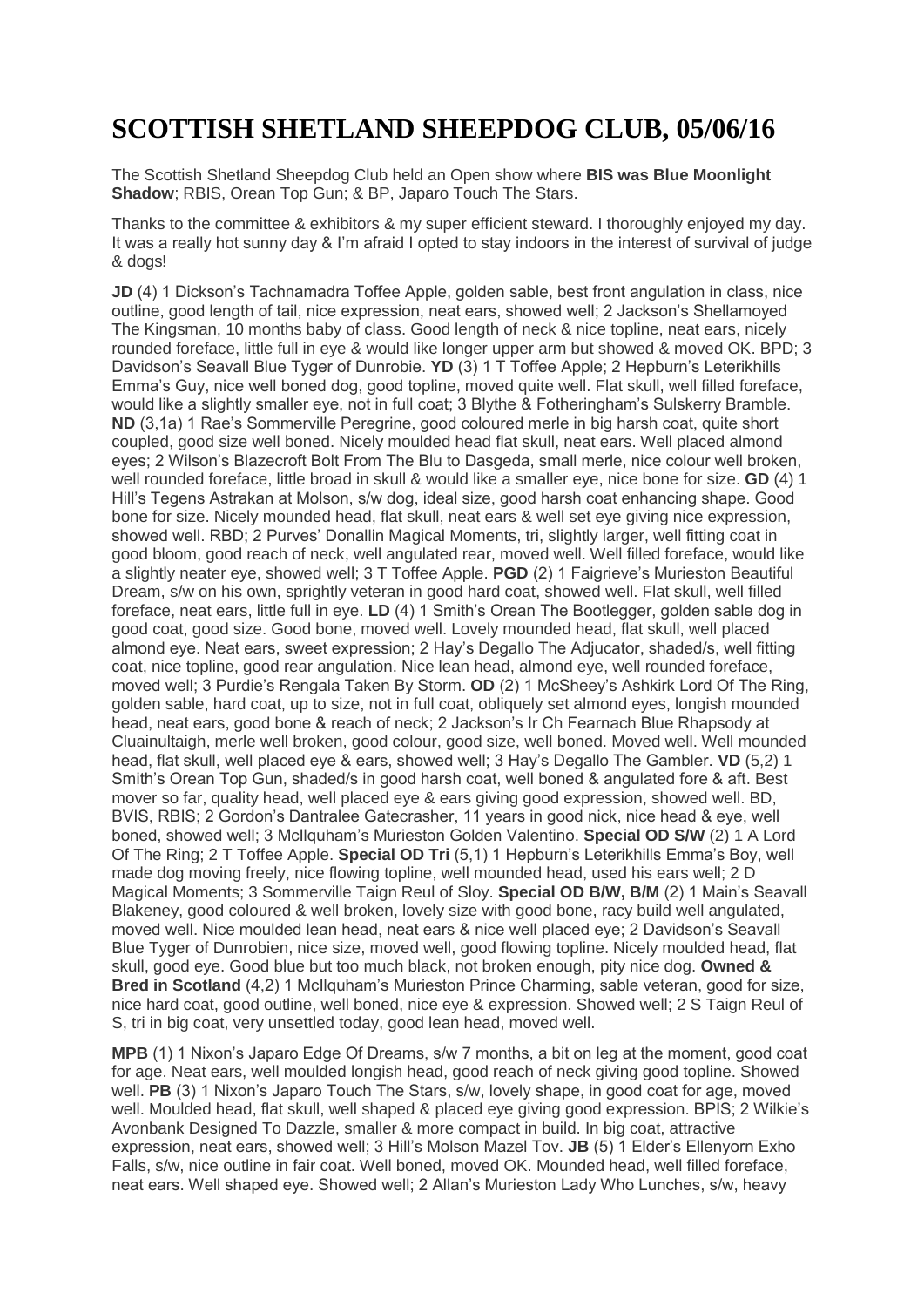# SCOTTISH SHETLAND SHEEPDOG CLUB, 05/06/16

The Scottish Shetland Sheepdog Club held an Open show where **BIS was Blue Moonlight Shadow**; RBIS, Orean Top Gun; & BP, Japaro Touch The Stars.

Thanks to the committee & exhibitors & my super efficient steward. I thoroughly enjoyed my day. It was a really hot sunny day & I'm afraid I opted to stay indoors in the interest of survival of judge & dogs!

**JD** (4) 1 Dickson's Tachnamadra Toffee Apple, golden sable, best front angulation in class, nice outline, good length of tail, nice expression, neat ears, showed well; 2 Jackson's Shellamoyed The Kingsman, 10 months baby of class. Good length of neck & nice topline, neat ears, nicely rounded foreface, little full in eye & would like longer upper arm but showed & moved OK. BPD; 3 Davidson's Seavall Blue Tyger of Dunrobie. **YD** (3) 1 T Toffee Apple; 2 Hepburn's Leterikhills Emma's Guy, nice well boned dog, good topline, moved quite well. Flat skull, well filled foreface, would like a slightly smaller eye, not in full coat; 3 Blythe & Fotheringham's Sulskerry Bramble. **ND** (3,1a) 1 Rae's Sommerville Peregrine, good coloured merle in big harsh coat, quite short coupled, good size well boned. Nicely moulded head flat skull, neat ears. Well placed almond eyes; 2 Wilson's Blazecroft Bolt From The Blu to Dasgeda, small merle, nice colour well broken, well rounded foreface, little broad in skull & would like a smaller eye, nice bone for size. **GD** (4) 1 Hill's Tegens Astrakan at Molson, s/w dog, ideal size, good harsh coat enhancing shape. Good bone for size. Nicely mounded head, flat skull, neat ears & well set eye giving nice expression, showed well. RBD; 2 Purves' Donallin Magical Moments, tri, slightly larger, well fitting coat in good bloom, good reach of neck, well angulated rear, moved well. Well filled foreface, would like a slightly neater eye, showed well; 3 T Toffee Apple. **PGD** (2) 1 Faigrieve's Murieston Beautiful Dream, s/w on his own, sprightly veteran in good hard coat, showed well. Flat skull, well filled foreface, neat ears, little full in eye. **LD** (4) 1 Smith's Orean The Bootlegger, golden sable dog in good coat, good size. Good bone, moved well. Lovely mounded head, flat skull, well placed almond eye. Neat ears, sweet expression; 2 Hay's Degallo The Adjucator, shaded/s, well fitting coat, nice topline, good rear angulation. Nice lean head, almond eye, well rounded foreface, moved well; 3 Purdie's Rengala Taken By Storm. **OD** (2) 1 McSheey's Ashkirk Lord Of The Ring, golden sable, hard coat, up to size, not in full coat, obliquely set almond eyes, longish mounded head, neat ears, good bone & reach of neck; 2 Jackson's Ir Ch Fearnach Blue Rhapsody at Cluainultaigh, merle well broken, good colour, good size, well boned. Moved well. Well mounded head, flat skull, well placed eye & ears, showed well; 3 Hay's Degallo The Gambler. **VD** (5,2) 1 Smith's Orean Top Gun, shaded/s in good harsh coat, well boned & angulated fore & aft. Best mover so far, quality head, well placed eye & ears giving good expression, showed well. BD, BVIS, RBIS; 2 Gordon's Dantralee Gatecrasher, 11 years in good nick, nice head & eye, well boned, showed well; 3 McIlquham's Murieston Golden Valentino. **Special OD S/W** (2) 1 A Lord Of The Ring; 2 T Toffee Apple. **Special OD Tri** (5,1) 1 Hepburn's Leterikhills Emma's Boy, well made dog moving freely, nice flowing topline, well mounded head, used his ears well; 2 D Magical Moments; 3 Sommerville Taign Reul of Sloy. **Special OD B/W, B/M** (2) 1 Main's Seavall Blakeney, good coloured & well broken, lovely size with good bone, racy build well angulated, moved well. Nice moulded lean head, neat ears & nice well placed eye; 2 Davidson's Seavall Blue Tyger of Dunrobien, nice size, moved well, good flowing topline. Nicely moulded head, flat skull, good eye. Good blue but too much black, not broken enough, pity nice dog. **Owned & Bred in Scotland** (4,2) 1 McIlquham's Murieston Prince Charming, sable veteran, good for size, nice hard coat, good outline, well boned, nice eye & expression. Showed well; 2 S Taign Reul of S, tri in big coat, very unsettled today, good lean head, moved well.

**MPB** (1) 1 Nixon's Japaro Edge Of Dreams, s/w 7 months, a bit on leg at the moment, good coat for age. Neat ears, well moulded longish head, good reach of neck giving good topline. Showed well. **PB** (3) 1 Nixon's Japaro Touch The Stars, s/w, lovely shape, in good coat for age, moved well. Moulded head, flat skull, well shaped & placed eye giving good expression. BPIS; 2 Wilkie's Avonbank Designed To Dazzle, smaller & more compact in build. In big coat, attractive expression, neat ears, showed well; 3 Hill's Molson Mazel Tov. **JB** (5) 1 Elder's Ellenyorn Exho Falls, s/w, nice outline in fair coat. Well boned, moved OK. Mounded head, well filled foreface, neat ears. Well shaped eye. Showed well; 2 Allan's Murieston Lady Who Lunches, s/w, heavy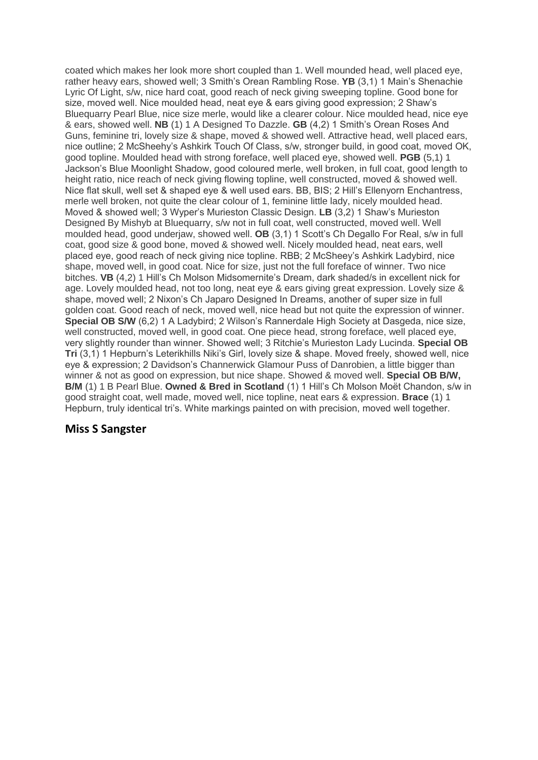coated which makes her look more short coupled than 1. Well mounded head, well placed eye, rather heavy ears, showed well; 3 Smith's Orean Rambling Rose. **YB** (3,1) 1 Main's Shenachie Lyric Of Light, s/w, nice hard coat, good reach of neck giving sweeping topline. Good bone for size, moved well. Nice moulded head, neat eye & ears giving good expression; 2 Shaw's Bluequarry Pearl Blue, nice size merle, would like a clearer colour. Nice moulded head, nice eye & ears, showed well. **NB** (1) 1 A Designed To Dazzle. **GB** (4,2) 1 Smith's Orean Roses And Guns, feminine tri, lovely size & shape, moved & showed well. Attractive head, well placed ears, nice outline; 2 McSheehy's Ashkirk Touch Of Class, s/w, stronger build, in good coat, moved OK, good topline. Moulded head with strong foreface, well placed eye, showed well. **PGB** (5,1) 1 Jackson's Blue Moonlight Shadow, good coloured merle, well broken, in full coat, good length to height ratio, nice reach of neck giving flowing topline, well constructed, moved & showed well. Nice flat skull, well set & shaped eye & well used ears. BB, BIS; 2 Hill's Ellenyorn Enchantress, merle well broken, not quite the clear colour of 1, feminine little lady, nicely moulded head. Moved & showed well; 3 Wyper's Murieston Classic Design. **LB** (3,2) 1 Shaw's Murieston Designed By Mishyb at Bluequarry, s/w not in full coat, well constructed, moved well. Well moulded head, good underjaw, showed well. **OB** (3,1) 1 Scott's Ch Degallo For Real, s/w in full coat, good size & good bone, moved & showed well. Nicely moulded head, neat ears, well placed eye, good reach of neck giving nice topline. RBB; 2 McSheey's Ashkirk Ladybird, nice shape, moved well, in good coat. Nice for size, just not the full foreface of winner. Two nice bitches. **VB** (4,2) 1 Hill's Ch Molson Midsomernite's Dream, dark shaded/s in excellent nick for age. Lovely moulded head, not too long, neat eye & ears giving great expression. Lovely size & shape, moved well; 2 Nixon's Ch Japaro Designed In Dreams, another of super size in full golden coat. Good reach of neck, moved well, nice head but not quite the expression of winner. **Special OB S/W** (6,2) 1 A Ladybird; 2 Wilson's Rannerdale High Society at Dasgeda, nice size, well constructed, moved well, in good coat. One piece head, strong foreface, well placed eye, very slightly rounder than winner. Showed well; 3 Ritchie's Murieston Lady Lucinda. **Special OB Tri** (3,1) 1 Hepburn's Leterikhills Niki's Girl, lovely size & shape. Moved freely, showed well, nice eye & expression; 2 Davidson's Channerwick Glamour Puss of Danrobien, a little bigger than winner & not as good on expression, but nice shape. Showed & moved well. **Special OB B/W, B/M** (1) 1 B Pearl Blue. **Owned & Bred in Scotland** (1) 1 Hill's Ch Molson Moët Chandon, s/w in good straight coat, well made, moved well, nice topline, neat ears & expression. **Brace** (1) 1 Hepburn, truly identical tri's. White markings painted on with precision, moved well together.

**Miss S Sangster**